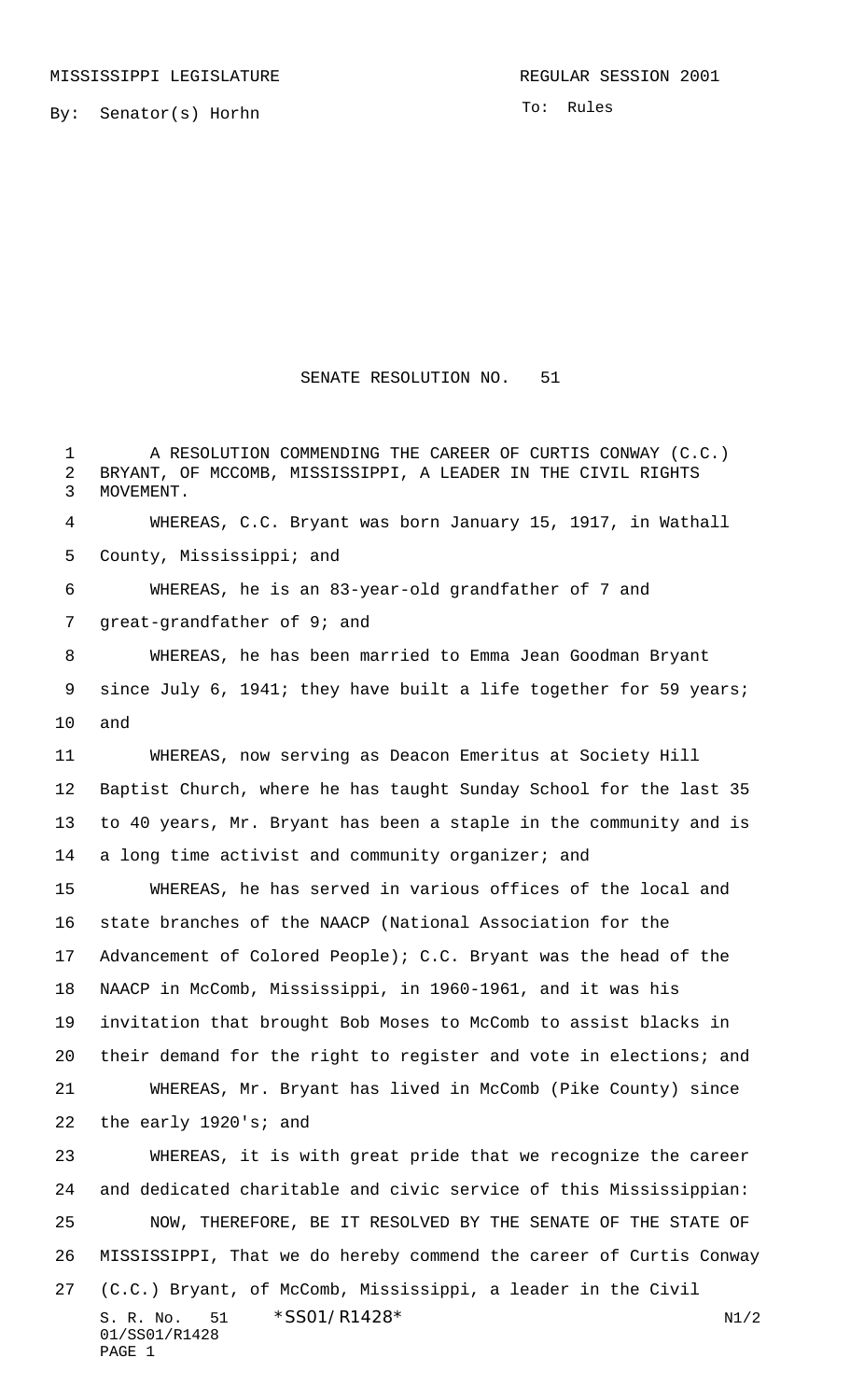MISSISSIPPI LEGISLATURE REGULAR SESSION 2001

By: Senator(s) Horhn

To: Rules

# SENATE RESOLUTION NO. 51

A RESOLUTION COMMENDING THE CAREER OF CURTIS CONWAY (C.C.) BRYANT, OF MCCOMB, MISSISSIPPI, A LEADER IN THE CIVIL RIGHTS MOVEMENT.

WHEREAS, C.C. Bryant was born January 15, 1917, in Wathall County, Mississippi; and

WHEREAS, he is an 83-year-old grandfather of 7 and great-grandfather of 9; and

WHEREAS, he has been married to Emma Jean Goodman Bryant since July 6, 1941; they have built a life together for 59 years; and

WHEREAS, now serving as Deacon Emeritus at Society Hill Baptist Church, where he has taught Sunday School for the last 35 to 40 years, Mr. Bryant has been a staple in the community and is a long time activist and community organizer; and

WHEREAS, he has served in various offices of the local and state branches of the NAACP (National Association for the Advancement of Colored People); C.C. Bryant was the head of the NAACP in McComb, Mississippi, in 1960-1961, and it was his invitation that brought Bob Moses to McComb to assist blacks in their demand for the right to register and vote in elections; and

WHEREAS, Mr. Bryant has lived in McComb (Pike County) since the early 1920's; and

WHEREAS, it is with great pride that we recognize the career and dedicated charitable and civic service of this Mississippian:

NOW, THEREFORE, BE IT RESOLVED BY THE SENATE OF THE STATE OF MISSISSIPPI, That we do hereby commend the career of Curtis Conway (C.C.) Bryant, of McComb, Mississippi, a leader in the Civil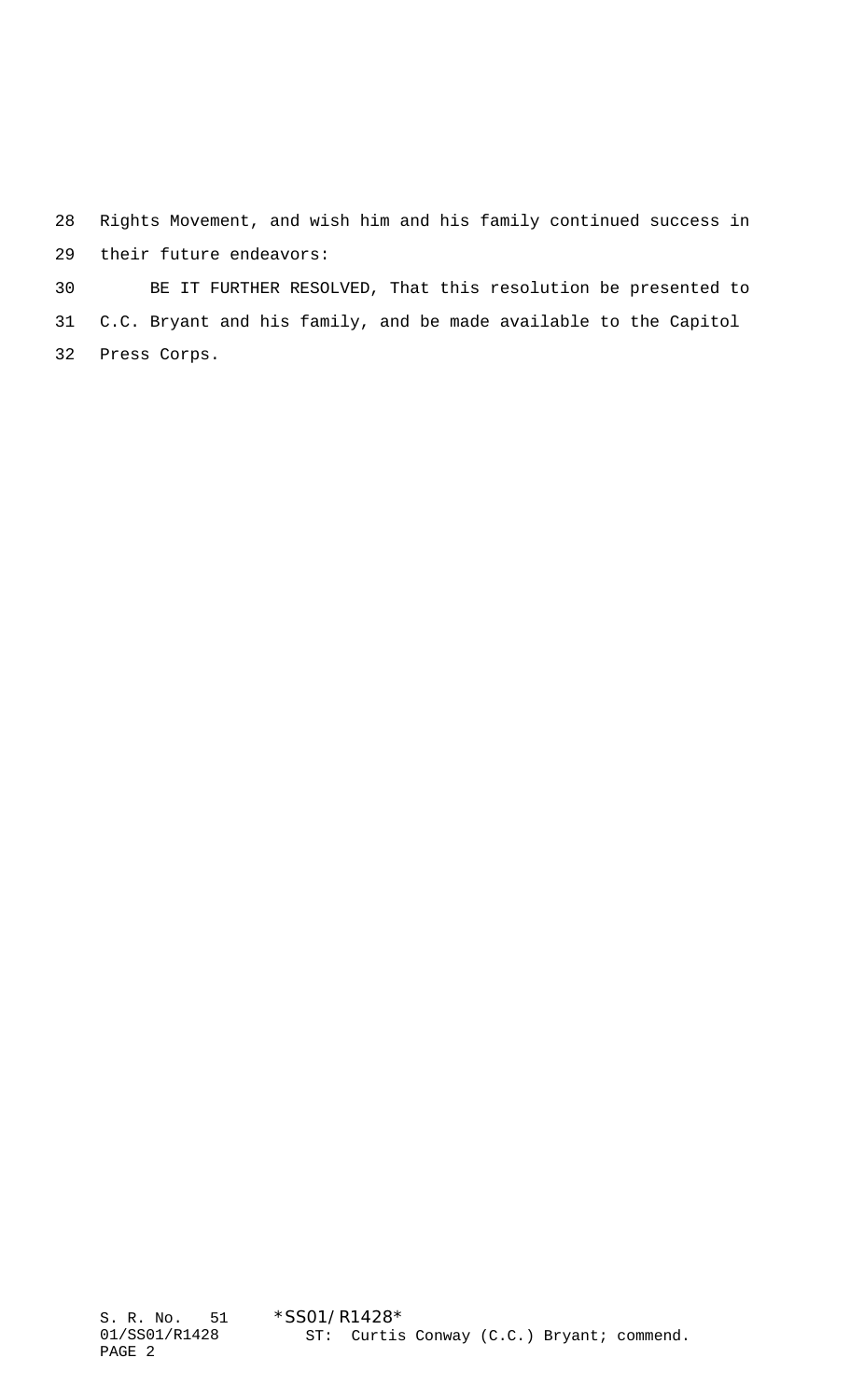Rights Movement, and wish him and his family continued success in their future endeavors:

BE IT FURTHER RESOLVED, That this resolution be presented to C.C. Bryant and his family, and be made available to the Capitol Press Corps.